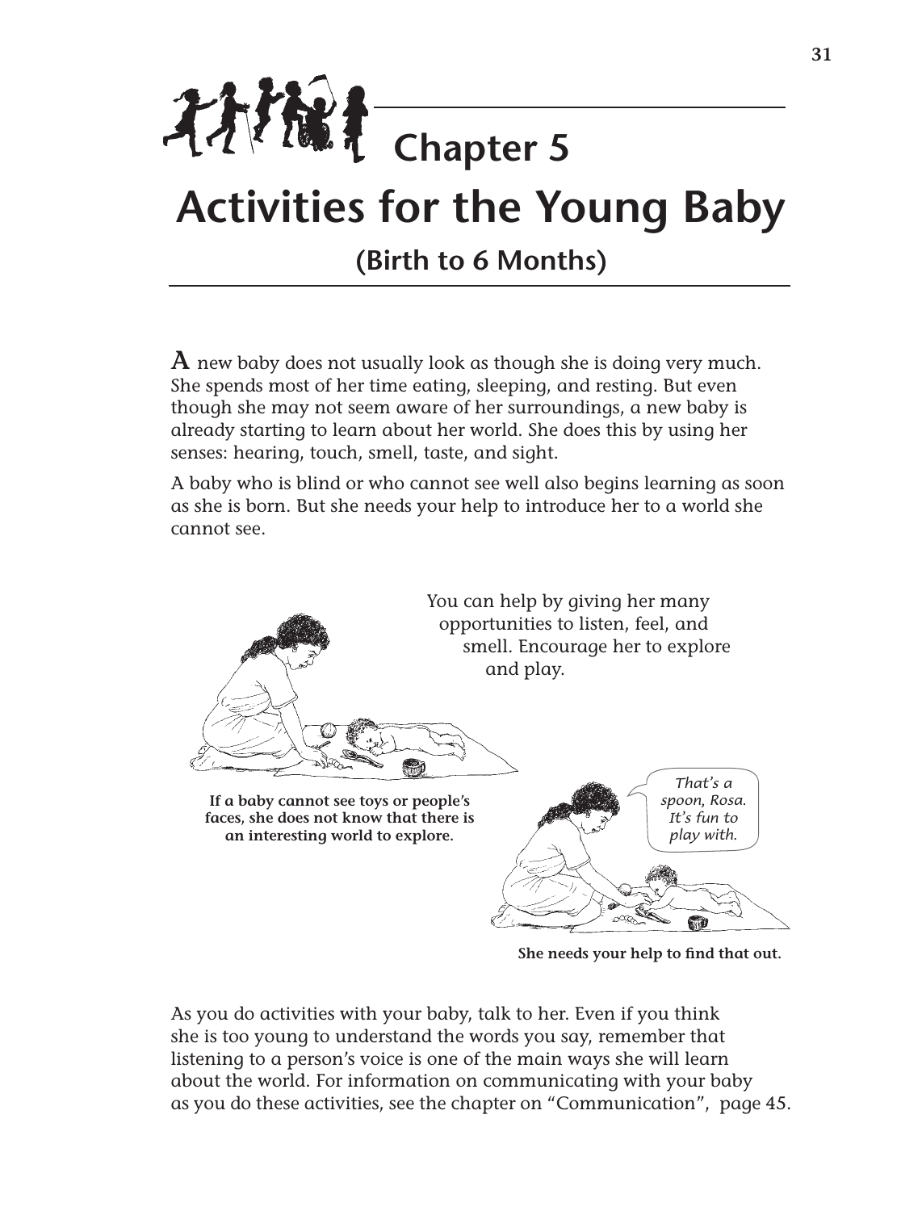# Chapter 5
# Activities for the Young Baby

## (Birth to 6 Months)

**A** new baby does not usually look as though she is doing very much. She spends most of her time eating, sleeping, and resting. But even though she may not seem aware of her surroundings, a new baby is already starting to learn about her world. She does this by using her senses: hearing, touch, smell, taste, and sight.

A baby who is blind or who cannot see well also begins learning as soon as she is born. But she needs your help to introduce her to a world she cannot see.

You can help by giving her many opportunities to listen, feel, and smell. Encourage her to explore and play.

**If a baby cannot see toys or people's faces, she does not know that there is an interesting world to explore.**

*That's a spoon, Rosa. It's fun to play with.*

**She needs your help to find that out.**

As you do activities with your baby, talk to her. Even if you think she is too young to understand the words you say, remember that listening to a person's voice is one of the main ways she will learn about the world. For information on communicating with your baby as you do these activities, see the chapter on "Communication", page 45.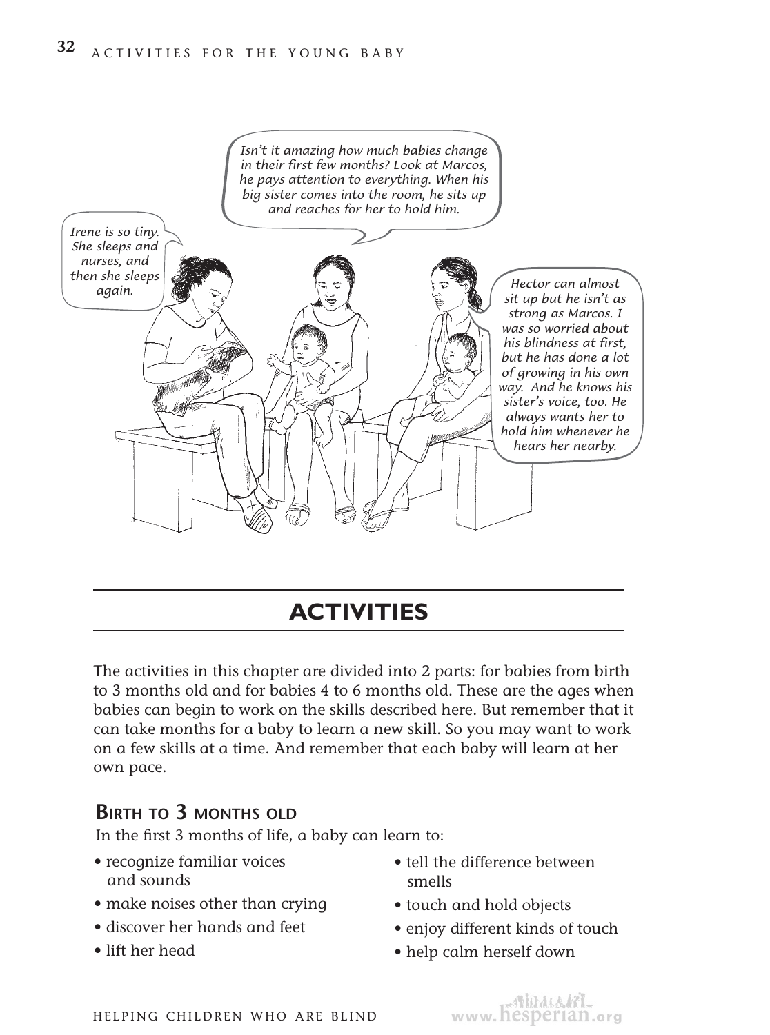*Isn't it amazing how much babies change in their first few months? Look at Marcos, he pays attention to everything. When his big sister comes into the room, he sits up and reaches for her to hold him.*

*Irene is so tiny. She sleeps and nurses, and then she sleeps again.*

*Hector can almost sit up but he isn't as strong as Marcos. I was so worried about his blindness at first, but he has done a lot of growing in his own way. And he knows his sister's voice, too. He always wants her to hold him whenever he hears her nearby.*

## ACTIVITIES

The activities in this chapter are divided into 2 parts: for babies from birth to 3 months old and for babies 4 to 6 months old. These are the ages when babies can begin to work on the skills described here. But remember that it can take months for a baby to learn a new skill. So you may want to work on a few skills at a time. And remember that each baby will learn at her own pace.

### Birth to 3 months old

In the first 3 months of life, a baby can learn to:

- recognize familiar voices and sounds
- make noises other than crying
- discover her hands and feet
- lift her head
- tell the difference between smells
- touch and hold objects
- enjoy different kinds of touch
- help calm herself down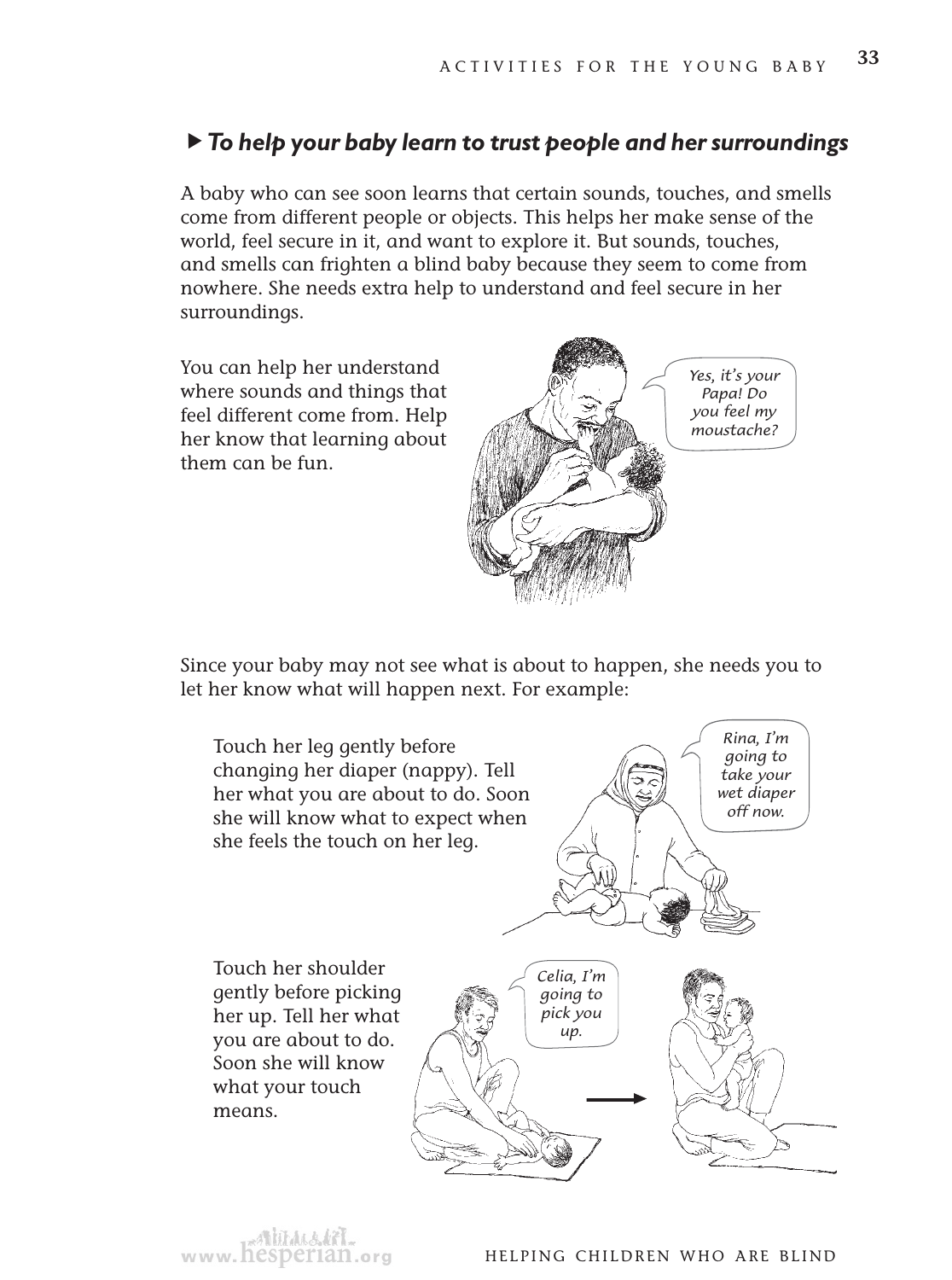### ▸ *To help your baby learn to trust people and her surroundings*

A baby who can see soon learns that certain sounds, touches, and smells come from different people or objects. This helps her make sense of the world, feel secure in it, and want to explore it. But sounds, touches, and smells can frighten a blind baby because they seem to come from nowhere. She needs extra help to understand and feel secure in her surroundings.

You can help her understand where sounds and things that feel different come from. Help her know that learning about them can be fun.

*Yes, it's your Papa! Do you feel my moustache?*

Since your baby may not see what is about to happen, she needs you to let her know what will happen next. For example:

Touch her leg gently before changing her diaper (nappy). Tell her what you are about to do. Soon she will know what to expect when she feels the touch on her leg.

*Rina, I'm going to take your wet diaper off now.*

Touch her shoulder gently before picking her up. Tell her what you are about to do. Soon she will know what your touch means.

*Celia, I'm going to pick you up.*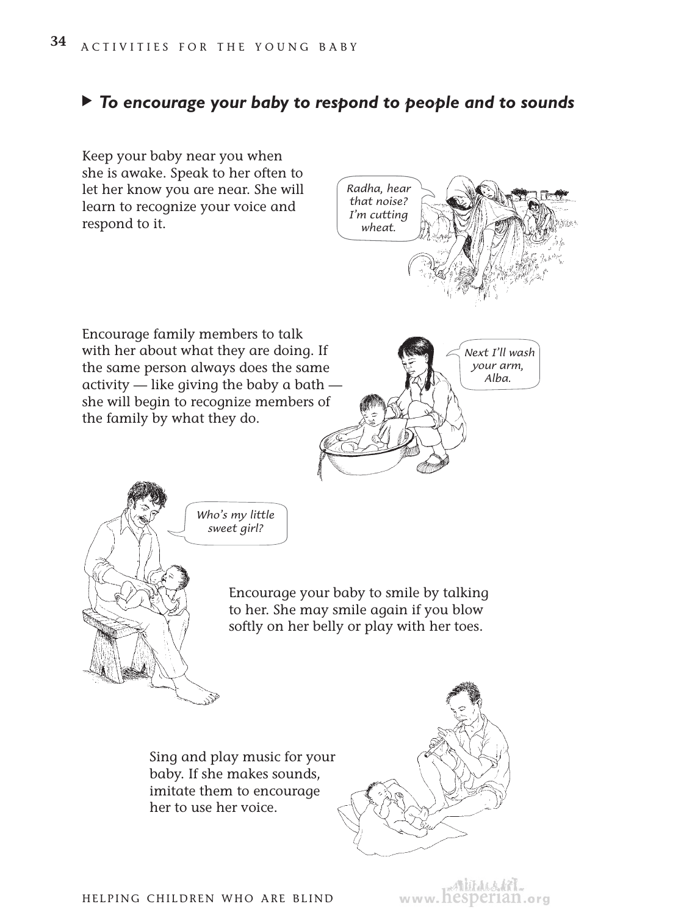### ▶ *To encourage your baby to respond to people and to sounds*

Keep your baby near you when she is awake. Speak to her often to let her know you are near. She will learn to recognize your voice and respond to it.

Encourage family members to talk with her about what they are doing. If the same person always does the same activity — like giving the baby a bath — she will begin to recognize members of the family by what they do.

Encourage your baby to smile by talking to her. She may smile again if you blow softly on her belly or play with her toes.

Sing and play music for your baby. If she makes sounds, imitate them to encourage her to use her voice.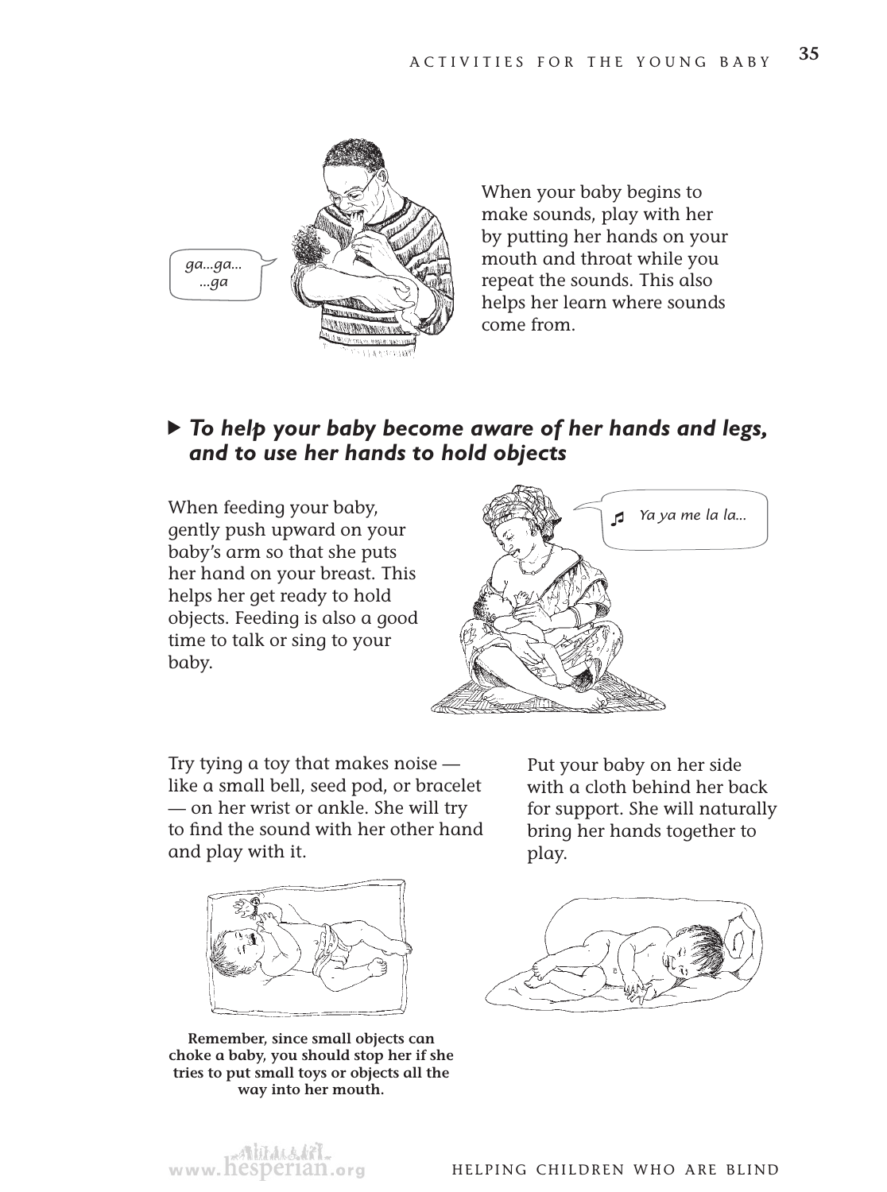When your baby begins to make sounds, play with her by putting her hands on your mouth and throat while you repeat the sounds. This also helps her learn where sounds come from.

### ▶ *To help your baby become aware of her hands and legs, and to use her hands to hold objects*

When feeding your baby, gently push upward on your baby's arm so that she puts her hand on your breast. This helps her get ready to hold objects. Feeding is also a good time to talk or sing to your baby.

Try tying a toy that makes noise — like a small bell, seed pod, or bracelet — on her wrist or ankle. She will try to find the sound with her other hand and play with it.

**Remember, since small objects can choke a baby, you should stop her if she tries to put small toys or objects all the way into her mouth.**

Put your baby on her side with a cloth behind her back for support. She will naturally bring her hands together to play.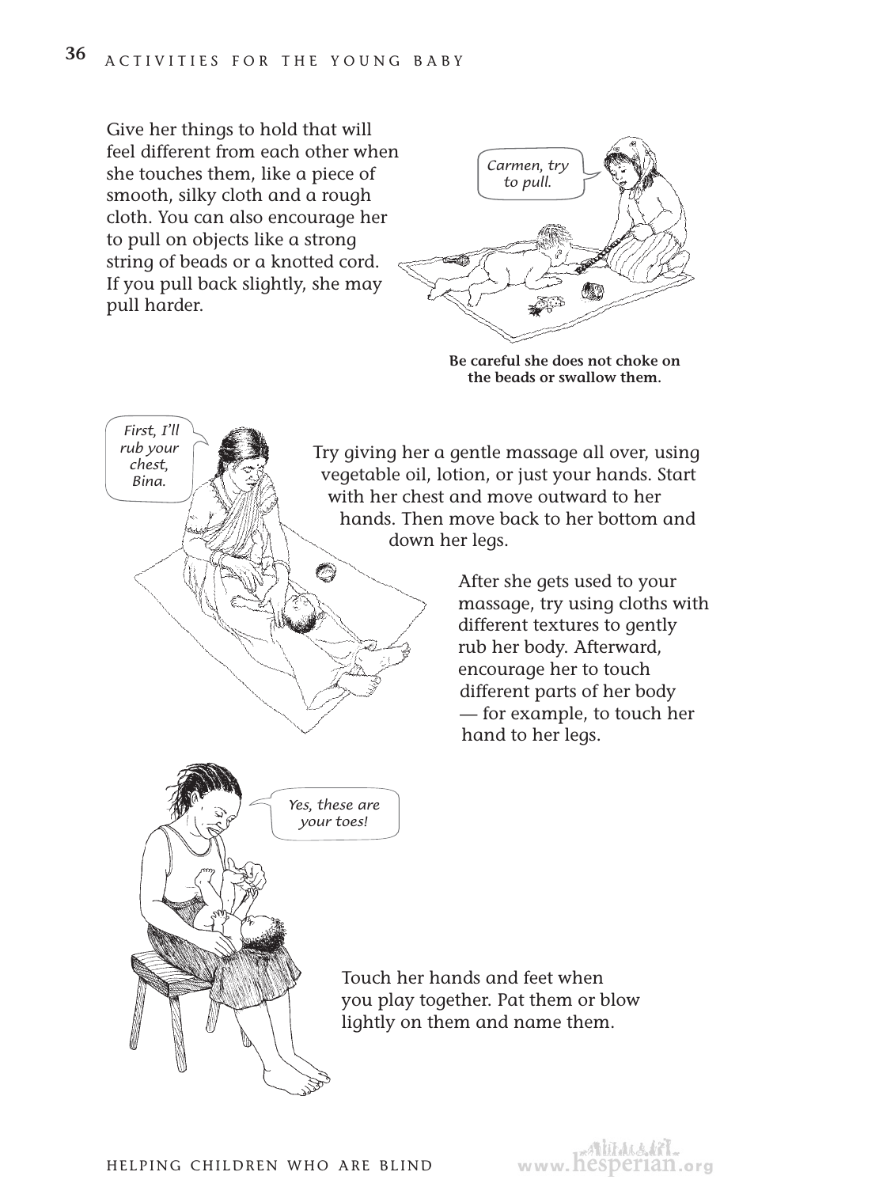Give her things to hold that will feel different from each other when she touches them, like a piece of smooth, silky cloth and a rough cloth. You can also encourage her to pull on objects like a strong string of beads or a knotted cord. If you pull back slightly, she may pull harder.

*Carmen, try to pull.*

**Be careful she does not choke on the beads or swallow them.**

*First, I'll rub your chest, Bina.*

Try giving her a gentle massage all over, using vegetable oil, lotion, or just your hands. Start with her chest and move outward to her hands. Then move back to her bottom and down her legs.

After she gets used to your massage, try using cloths with different textures to gently rub her body. Afterward, encourage her to touch different parts of her body — for example, to touch her hand to her legs.

*Yes, these are your toes!*

Touch her hands and feet when you play together. Pat them or blow lightly on them and name them.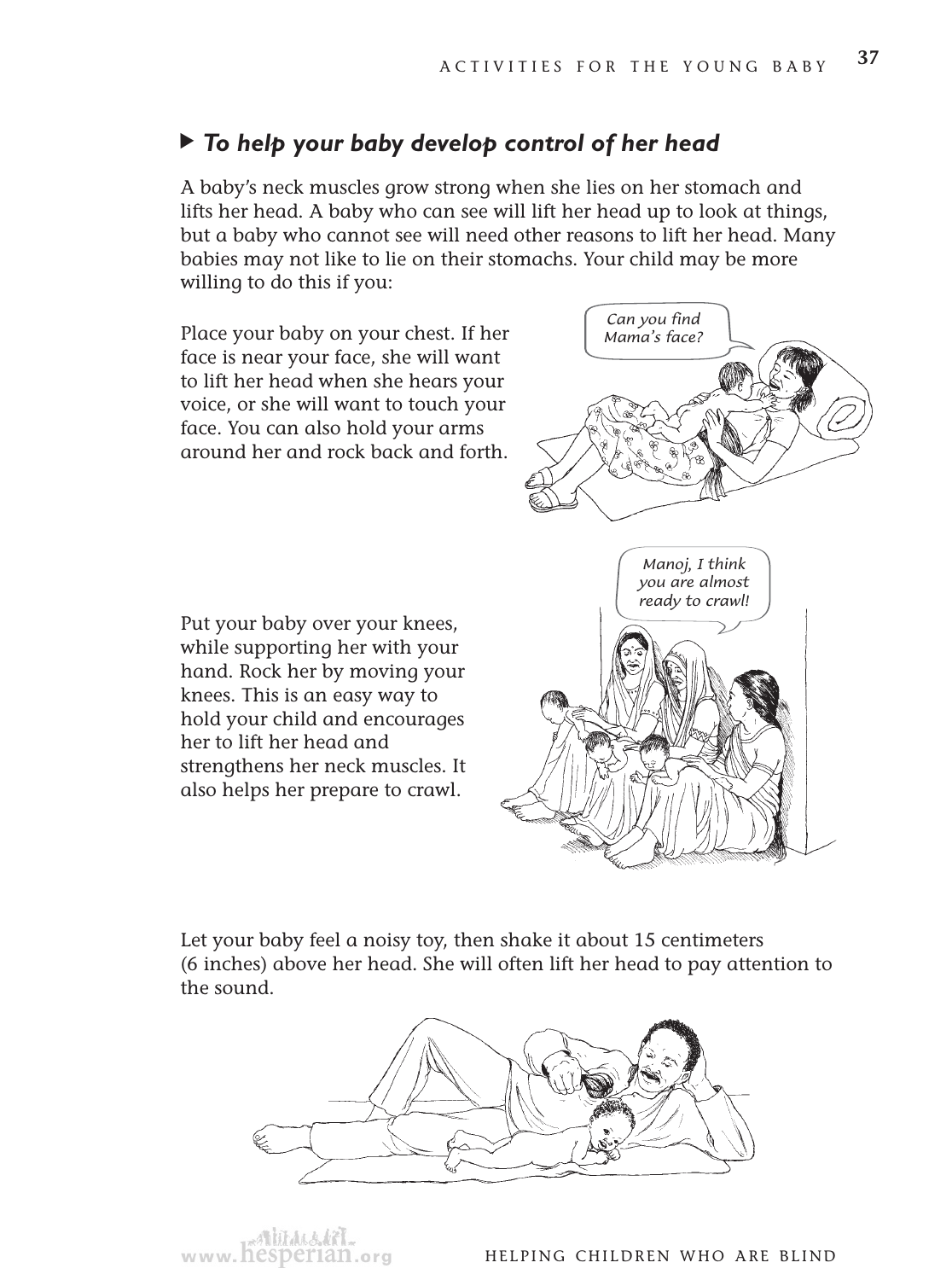### ▶ *To help your baby develop control of her head*

A baby's neck muscles grow strong when she lies on her stomach and lifts her head. A baby who can see will lift her head up to look at things, but a baby who cannot see will need other reasons to lift her head. Many babies may not like to lie on their stomachs. Your child may be more willing to do this if you:

Place your baby on your chest. If her face is near your face, she will want to lift her head when she hears your voice, or she will want to touch your face. You can also hold your arms around her and rock back and forth.

*Can you find Mama's face?*

Put your baby over your knees, while supporting her with your hand. Rock her by moving your knees. This is an easy way to hold your child and encourages her to lift her head and strengthens her neck muscles. It also helps her prepare to crawl.

*Manoj, I think you are almost ready to crawl!*

Let your baby feel a noisy toy, then shake it about 15 centimeters (6 inches) above her head. She will often lift her head to pay attention to the sound.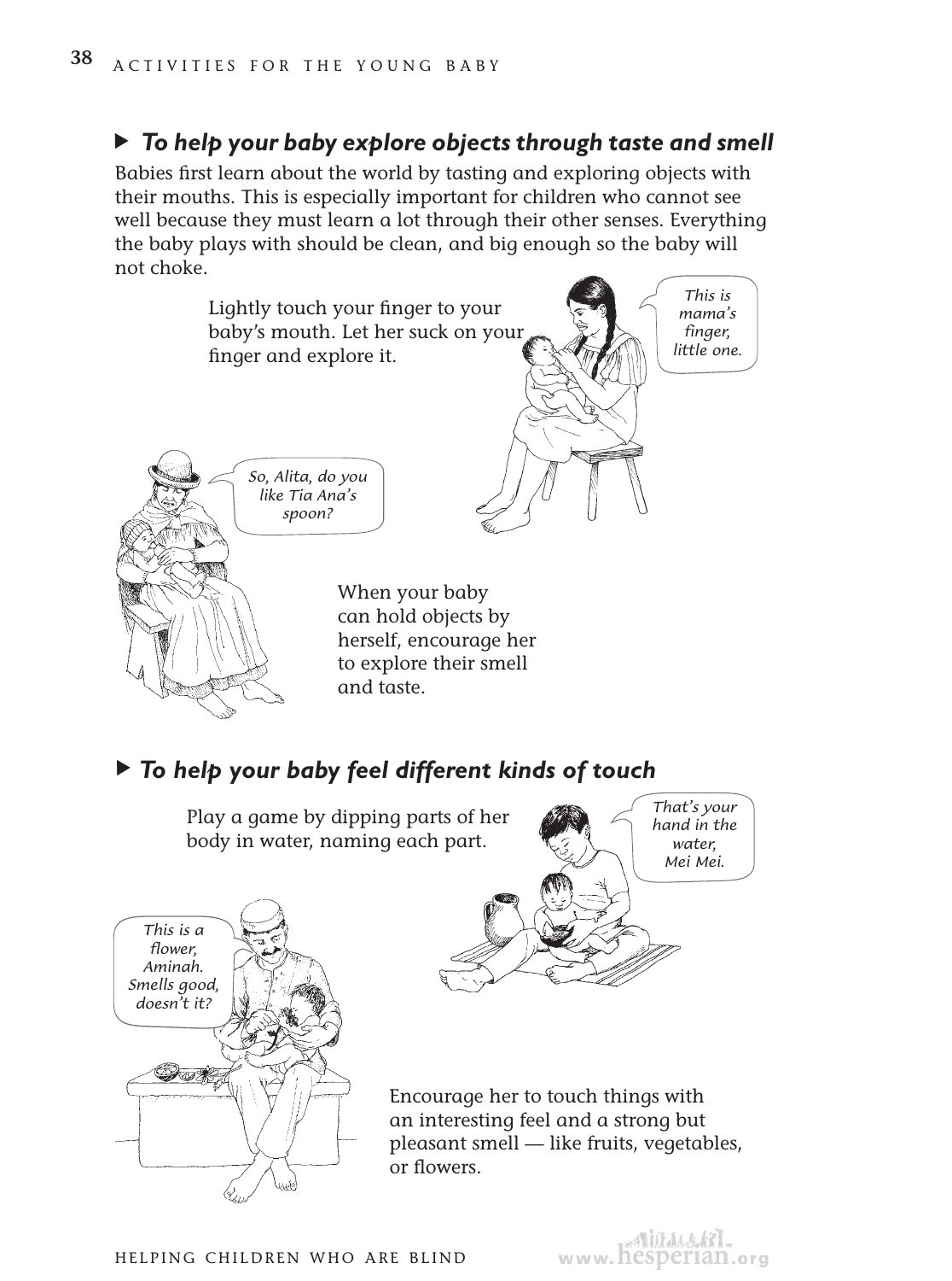### ▶ *To help your baby explore objects through taste and smell*

Babies first learn about the world by tasting and exploring objects with their mouths. This is especially important for children who cannot see well because they must learn a lot through their other senses. Everything the baby plays with should be clean, and big enough so the baby will not choke.

Lightly touch your finger to your baby's mouth. Let her suck on your finger and explore it.

*This is mama's finger, little one.*

*So, Alita, do you like Tia Ana's spoon?*

When your baby can hold objects by herself, encourage her to explore their smell and taste.

### ▶ *To help your baby feel different kinds of touch*

Play a game by dipping parts of her body in water, naming each part.

*That's your hand in the water, Mei Mei.*

*This is a flower, Aminah. Smells good, doesn't it?*

Encourage her to touch things with an interesting feel and a strong but pleasant smell — like fruits, vegetables, or flowers.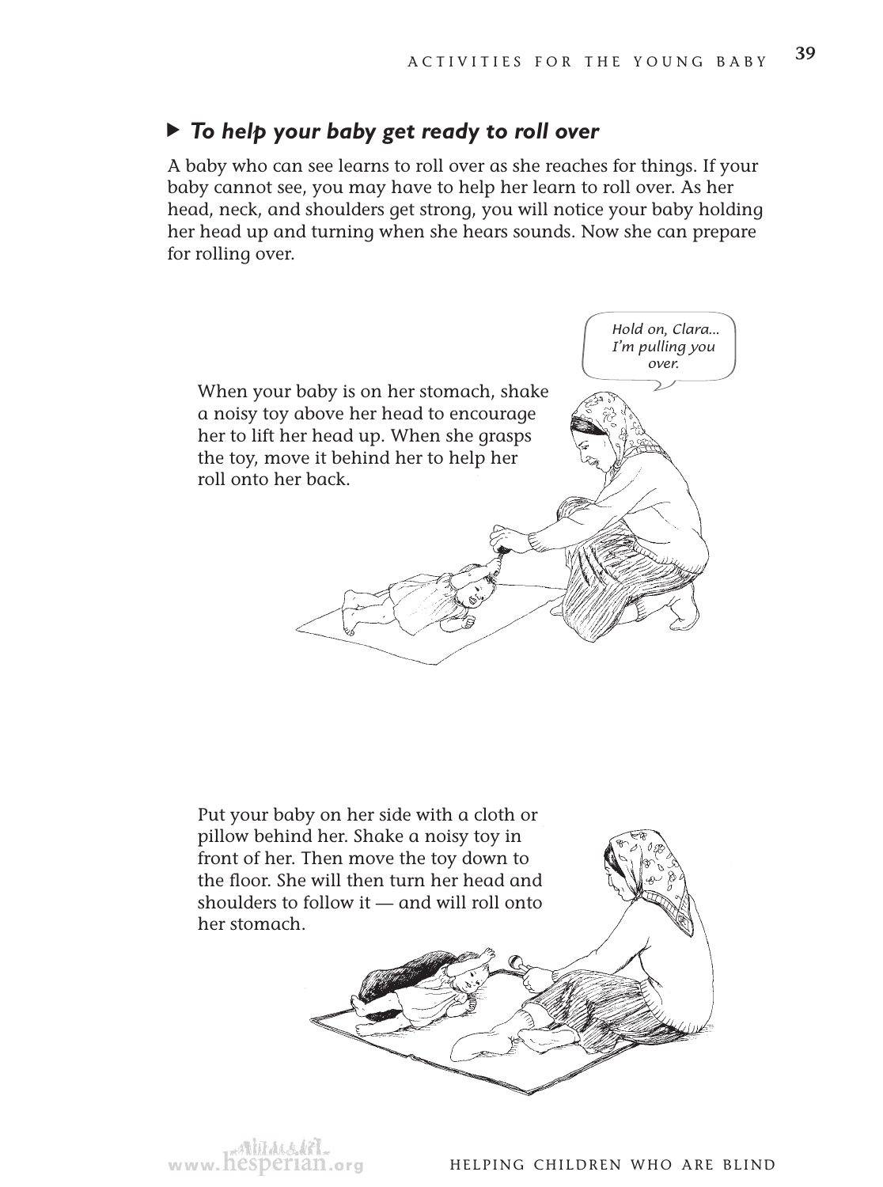### ▶ *To help your baby get ready to roll over*

A baby who can see learns to roll over as she reaches for things. If your baby cannot see, you may have to help her learn to roll over. As her head, neck, and shoulders get strong, you will notice your baby holding her head up and turning when she hears sounds. Now she can prepare for rolling over.

*Hold on, Clara... I'm pulling you over.*

When your baby is on her stomach, shake a noisy toy above her head to encourage her to lift her head up. When she grasps the toy, move it behind her to help her roll onto her back.

Put your baby on her side with a cloth or pillow behind her. Shake a noisy toy in front of her. Then move the toy down to the floor. She will then turn her head and shoulders to follow it — and will roll onto her stomach.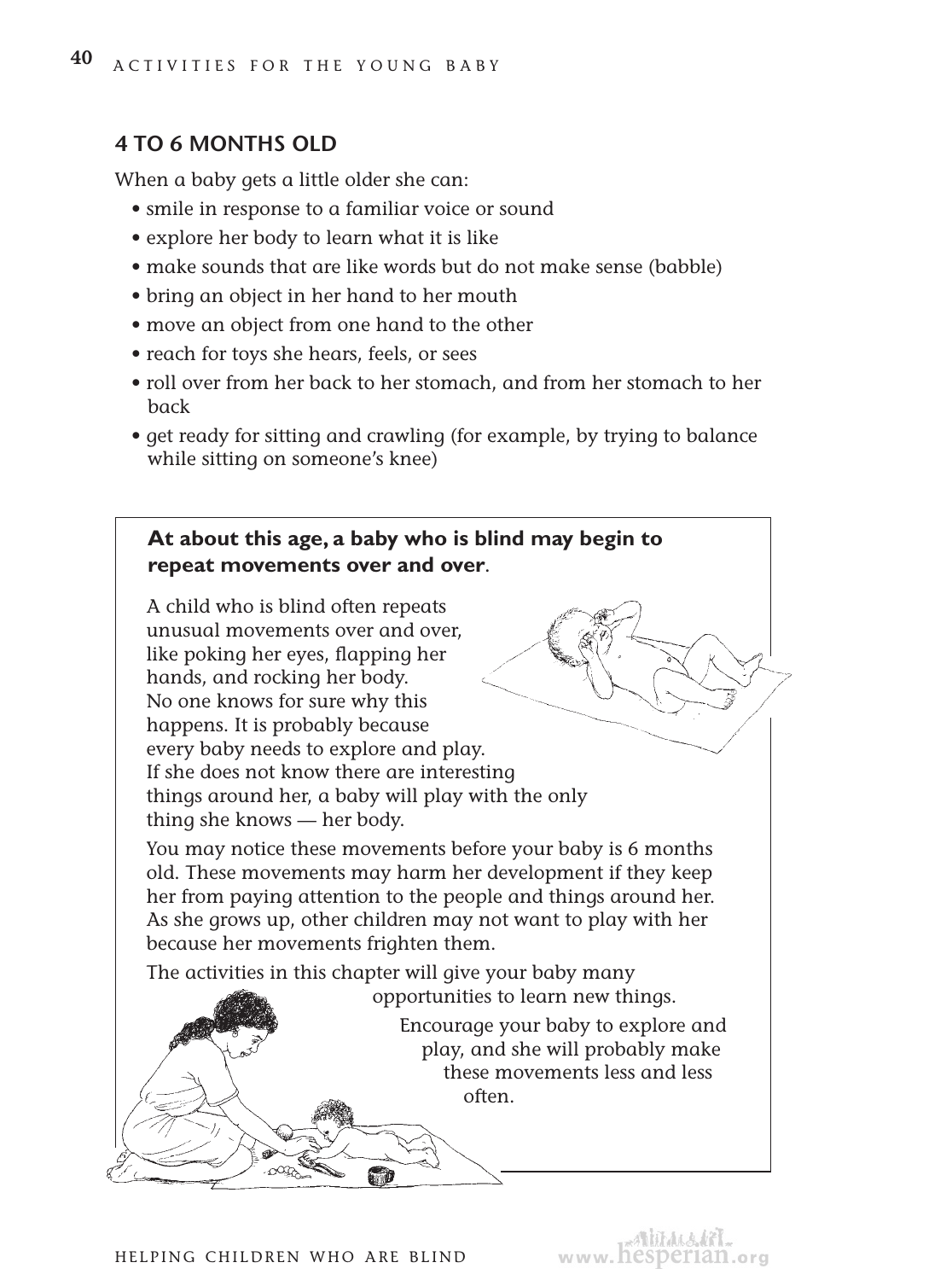## 4 TO 6 MONTHS OLD

When a baby gets a little older she can:

- smile in response to a familiar voice or sound
- explore her body to learn what it is like
- make sounds that are like words but do not make sense (babble)
- bring an object in her hand to her mouth
- move an object from one hand to the other
- reach for toys she hears, feels, or sees
- roll over from her back to her stomach, and from her stomach to her back
- get ready for sitting and crawling (for example, by trying to balance while sitting on someone's knee)

**At about this age, a baby who is blind may begin to repeat movements over and over**.

A child who is blind often repeats unusual movements over and over, like poking her eyes, flapping her hands, and rocking her body. No one knows for sure why this happens. It is probably because every baby needs to explore and play. If she does not know there are interesting things around her, a baby will play with the only thing she knows — her body.

You may notice these movements before your baby is 6 months old. These movements may harm her development if they keep her from paying attention to the people and things around her. As she grows up, other children may not want to play with her because her movements frighten them.

The activities in this chapter will give your baby many opportunities to learn new things.

Encourage your baby to explore and play, and she will probably make these movements less and less often.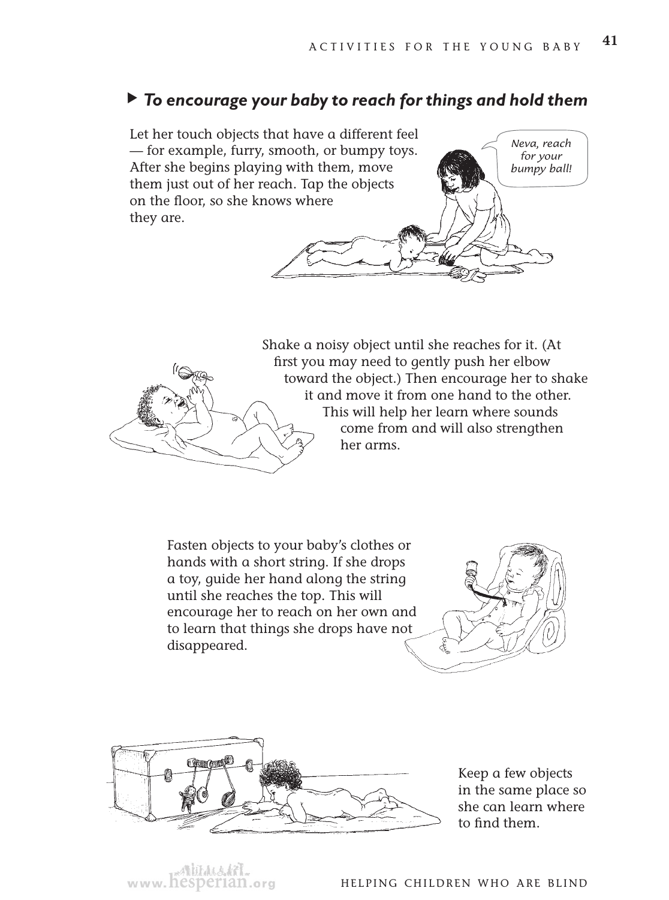### ▸ *To encourage your baby to reach for things and hold them*

Let her touch objects that have a different feel — for example, furry, smooth, or bumpy toys. After she begins playing with them, move them just out of her reach. Tap the objects on the floor, so she knows where they are.

Shake a noisy object until she reaches for it. (At first you may need to gently push her elbow toward the object.) Then encourage her to shake it and move it from one hand to the other. This will help her learn where sounds come from and will also strengthen her arms.

Fasten objects to your baby's clothes or hands with a short string. If she drops a toy, guide her hand along the string until she reaches the top. This will encourage her to reach on her own and to learn that things she drops have not disappeared.

Keep a few objects in the same place so she can learn where to find them.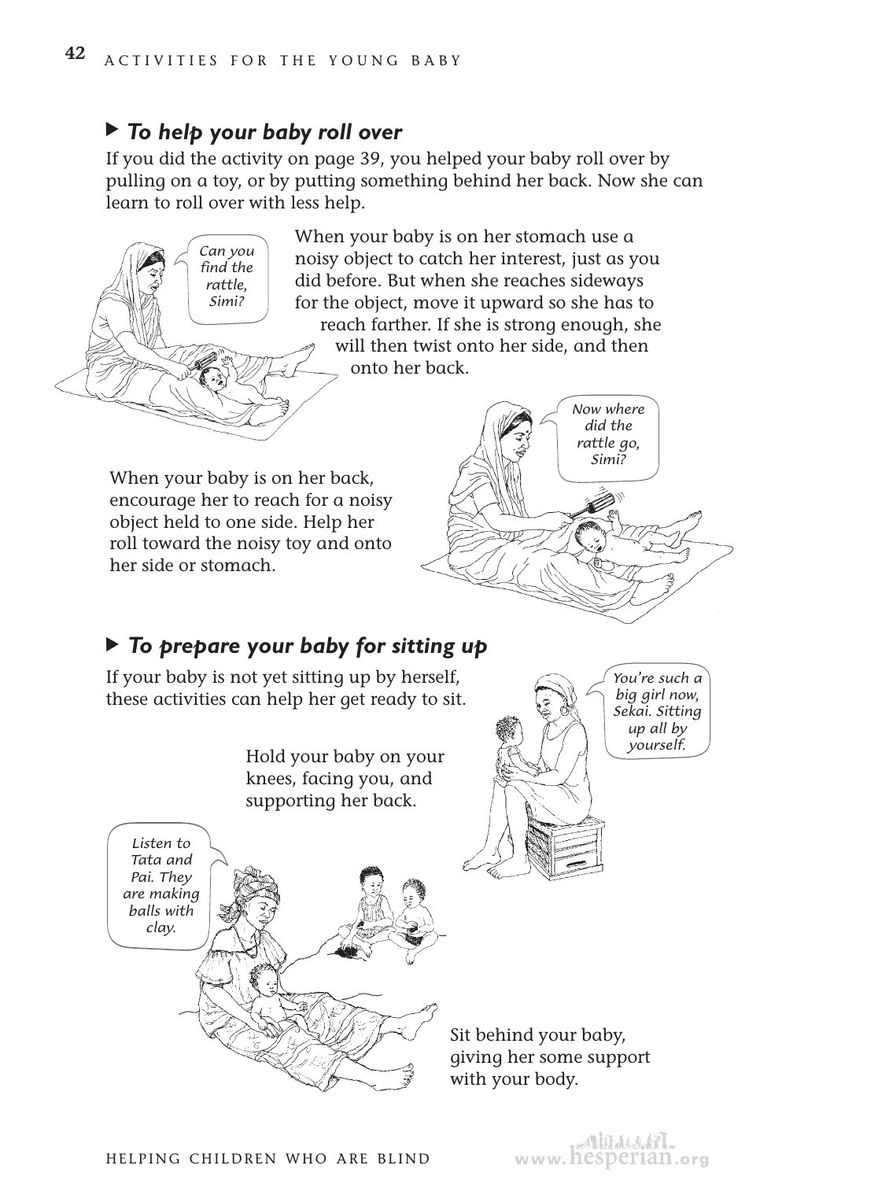### ▸ *To help your baby roll over*

If you did the activity on page 39, you helped your baby roll over by pulling on a toy, or by putting something behind her back. Now she can learn to roll over with less help.

*Can you find the rattle, Simi?*

When your baby is on her stomach use a noisy object to catch her interest, just as you did before. But when she reaches sideways for the object, move it upward so she has to reach farther. If she is strong enough, she will then twist onto her side, and then onto her back.

*Now where did the rattle go, Simi?*

When your baby is on her back, encourage her to reach for a noisy object held to one side. Help her roll toward the noisy toy and onto her side or stomach.

### ▸ *To prepare your baby for sitting up*

If your baby is not yet sitting up by herself, these activities can help her get ready to sit.

*You're such a big girl now, Sekai. Sitting up all by yourself.*

Hold your baby on your knees, facing you, and supporting her back.

*Listen to Tata and Pai. They are making balls with clay.*

Sit behind your baby, giving her some support with your body.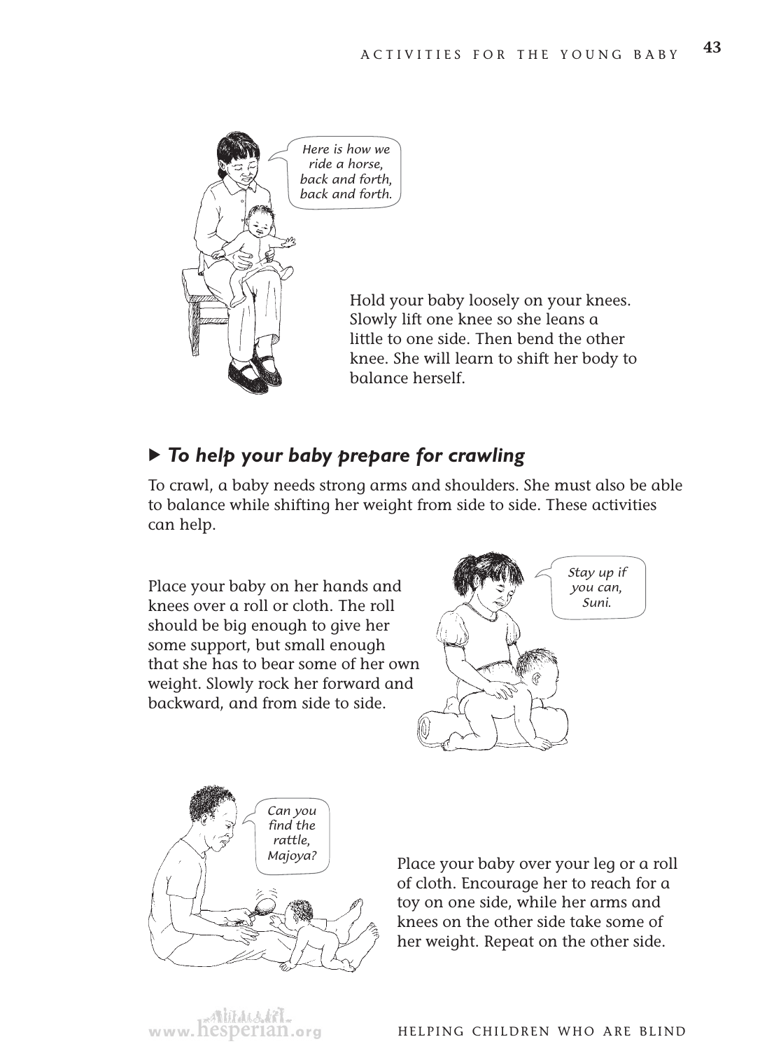Here is how we ride a horse, back and forth, back and forth.

Hold your baby loosely on your knees. Slowly lift one knee so she leans a little to one side. Then bend the other knee. She will learn to shift her body to balance herself.

### ▶ *To help your baby prepare for crawling*

To crawl, a baby needs strong arms and shoulders. She must also be able to balance while shifting her weight from side to side. These activities can help.

Place your baby on her hands and knees over a roll or cloth. The roll should be big enough to give her some support, but small enough that she has to bear some of her own weight. Slowly rock her forward and backward, and from side to side.

Stay up if you can, Suni.

Can you find the rattle, Majoya?

Place your baby over your leg or a roll of cloth. Encourage her to reach for a toy on one side, while her arms and knees on the other side take some of her weight. Repeat on the other side.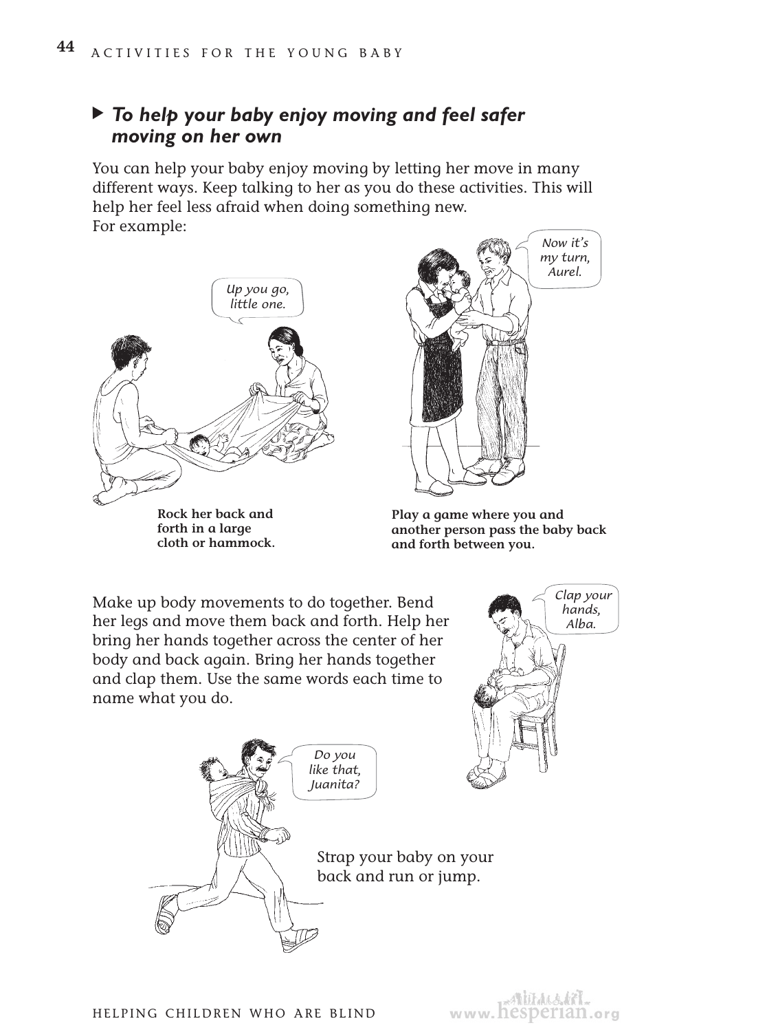### ▶ *To help your baby enjoy moving and feel safer moving on her own*

You can help your baby enjoy moving by letting her move in many different ways. Keep talking to her as you do these activities. This will help her feel less afraid when doing something new.
For example:

*Up you go, little one.*

**Rock her back and forth in a large cloth or hammock.**

*Now it's my turn, Aurel.*

**Play a game where you and another person pass the baby back and forth between you.**

Make up body movements to do together. Bend her legs and move them back and forth. Help her bring her hands together across the center of her body and back again. Bring her hands together and clap them. Use the same words each time to name what you do.

*Clap your hands, Alba.*

*Do you like that, Juanita?*

Strap your baby on your back and run or jump.